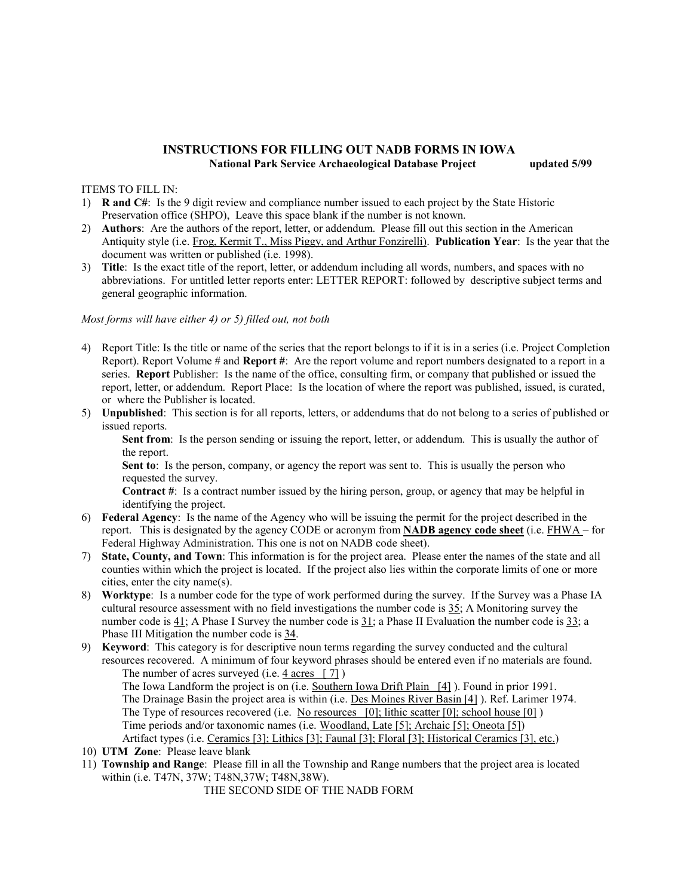## INSTRUCTIONS FOR FILLING OUT NADB FORMS IN IOWA

**National Park Service Archaeological Database Project updated 5/99**

ITEMS TO FILL IN:

1) **R and C#**: Is the 9 digit review and compliance number issued to each project by the State Historic Preservation office (SHPO), Leave this space blank if the number is not known.
2) **Authors**: Are the authors of the report, letter, or addendum. Please fill out this section in the American Antiquity style (i.e. Frog, Kermit T., Miss Piggy, and Arthur Fonzirelli). **Publication Year**: Is the year that the document was written or published (i.e. 1998).
3) **Title**: Is the exact title of the report, letter, or addendum including all words, numbers, and spaces with no abbreviations. For untitled letter reports enter: LETTER REPORT: followed by descriptive subject terms and general geographic information.

*Most forms will have either 4) or 5) filled out, not both*

4) Report Title: Is the title or name of the series that the report belongs to if it is in a series (i.e. Project Completion Report). Report Volume # and **Report #**: Are the report volume and report numbers designated to a report in a series. **Report** Publisher: Is the name of the office, consulting firm, or company that published or issued the report, letter, or addendum. Report Place: Is the location of where the report was published, issued, is curated, or where the Publisher is located.
5) **Unpublished**: This section is for all reports, letters, or addendums that do not belong to a series of published or issued reports.
   - **Sent from**: Is the person sending or issuing the report, letter, or addendum. This is usually the author of the report.
   - **Sent to**: Is the person, company, or agency the report was sent to. This is usually the person who requested the survey.
   - **Contract #**: Is a contract number issued by the hiring person, group, or agency that may be helpful in identifying the project.
6) **Federal Agency**: Is the name of the Agency who will be issuing the permit for the project described in the report. This is designated by the agency CODE or acronym from **NADB agency code sheet** (i.e. FHWA – for Federal Highway Administration. This one is not on NADB code sheet).
7) **State, County, and Town**: This information is for the project area. Please enter the names of the state and all counties within which the project is located. If the project also lies within the corporate limits of one or more cities, enter the city name(s).
8) **Worktype**: Is a number code for the type of work performed during the survey. If the Survey was a Phase IA cultural resource assessment with no field investigations the number code is 35; A Monitoring survey the number code is 41; A Phase I Survey the number code is 31; a Phase II Evaluation the number code is 33; a Phase III Mitigation the number code is 34.
9) **Keyword**: This category is for descriptive noun terms regarding the survey conducted and the cultural resources recovered. A minimum of four keyword phrases should be entered even if no materials are found.
   - The number of acres surveyed (i.e. 4 acres [ 7] )
   - The Iowa Landform the project is on (i.e. Southern Iowa Drift Plain [4] ). Found in prior 1991.
   - The Drainage Basin the project area is within (i.e. Des Moines River Basin [4] ). Ref. Larimer 1974.
   - The Type of resources recovered (i.e. No resources [0]; lithic scatter [0]; school house [0] )
   - Time periods and/or taxonomic names (i.e. Woodland, Late [5]; Archaic [5]; Oneota [5])
   - Artifact types (i.e. Ceramics [3]; Lithics [3]; Faunal [3]; Floral [3]; Historical Ceramics [3], etc.)
10) **UTM Zone**: Please leave blank
11) **Township and Range**: Please fill in all the Township and Range numbers that the project area is located within (i.e. T47N, 37W; T48N,37W; T48N,38W).

THE SECOND SIDE OF THE NADB FORM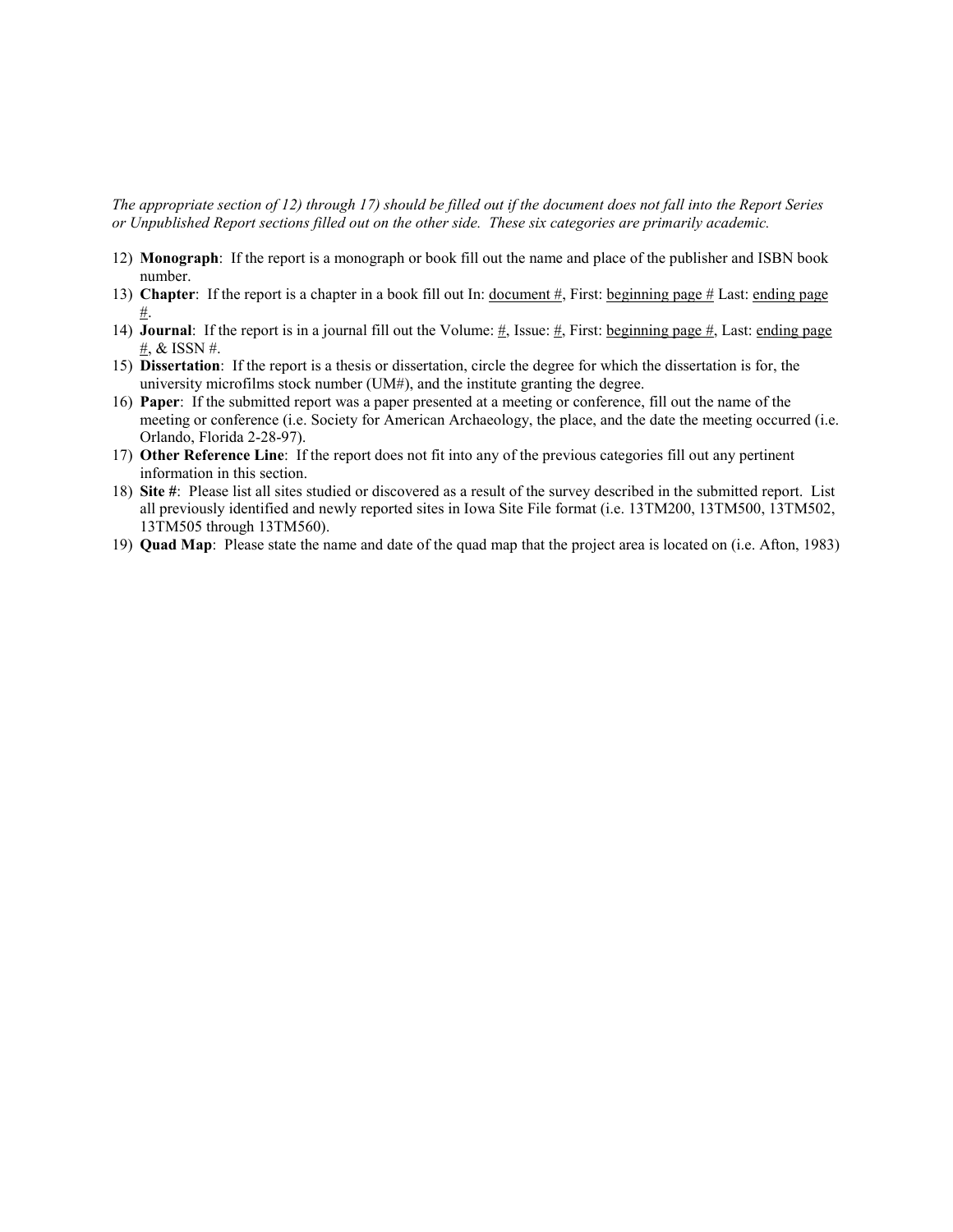*The appropriate section of 12) through 17) should be filled out if the document does not fall into the Report Series or Unpublished Report sections filled out on the other side. These six categories are primarily academic.*

12) **Monograph**: If the report is a monograph or book fill out the name and place of the publisher and ISBN book number.
13) **Chapter**: If the report is a chapter in a book fill out In: <u>document #</u>, First: <u>beginning page #</u> Last: <u>ending page #</u>.
14) **Journal**: If the report is in a journal fill out the Volume: <u>#</u>, Issue: <u>#</u>, First: <u>beginning page #</u>, Last: <u>ending page #</u>, & ISSN #.
15) **Dissertation**: If the report is a thesis or dissertation, circle the degree for which the dissertation is for, the university microfilms stock number (UM#), and the institute granting the degree.
16) **Paper**: If the submitted report was a paper presented at a meeting or conference, fill out the name of the meeting or conference (i.e. Society for American Archaeology, the place, and the date the meeting occurred (i.e. Orlando, Florida 2-28-97).
17) **Other Reference Line**: If the report does not fit into any of the previous categories fill out any pertinent information in this section.
18) **Site #**: Please list all sites studied or discovered as a result of the survey described in the submitted report. List all previously identified and newly reported sites in Iowa Site File format (i.e. 13TM200, 13TM500, 13TM502, 13TM505 through 13TM560).
19) **Quad Map**: Please state the name and date of the quad map that the project area is located on (i.e. Afton, 1983)